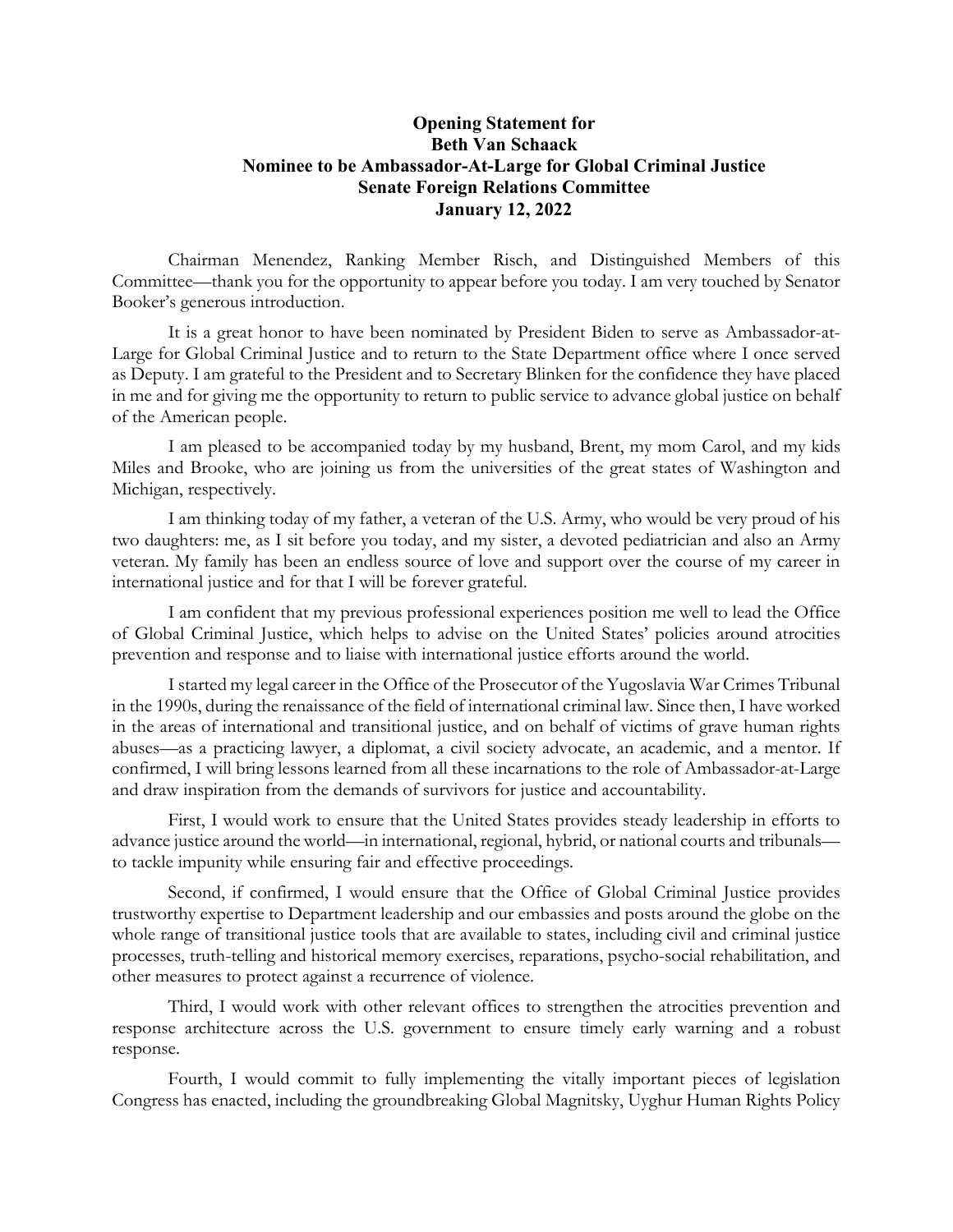# Opening Statement for Beth Van Schaack Nominee to be Ambassador-At-Large for Global Criminal Justice Senate Foreign Relations Committee January 12, 2022

Chairman Menendez, Ranking Member Risch, and Distinguished Members of this Committee—thank you for the opportunity to appear before you today. I am very touched by Senator Booker's generous introduction.

It is a great honor to have been nominated by President Biden to serve as Ambassador-at-Large for Global Criminal Justice and to return to the State Department office where I once served as Deputy. I am grateful to the President and to Secretary Blinken for the confidence they have placed in me and for giving me the opportunity to return to public service to advance global justice on behalf of the American people.

I am pleased to be accompanied today by my husband, Brent, my mom Carol, and my kids Miles and Brooke, who are joining us from the universities of the great states of Washington and Michigan, respectively.

I am thinking today of my father, a veteran of the U.S. Army, who would be very proud of his two daughters: me, as I sit before you today, and my sister, a devoted pediatrician and also an Army veteran. My family has been an endless source of love and support over the course of my career in international justice and for that I will be forever grateful.

I am confident that my previous professional experiences position me well to lead the Office of Global Criminal Justice, which helps to advise on the United States' policies around atrocities prevention and response and to liaise with international justice efforts around the world.

I started my legal career in the Office of the Prosecutor of the Yugoslavia War Crimes Tribunal in the 1990s, during the renaissance of the field of international criminal law. Since then, I have worked in the areas of international and transitional justice, and on behalf of victims of grave human rights abuses—as a practicing lawyer, a diplomat, a civil society advocate, an academic, and a mentor. If confirmed, I will bring lessons learned from all these incarnations to the role of Ambassador-at-Large and draw inspiration from the demands of survivors for justice and accountability.

First, I would work to ensure that the United States provides steady leadership in efforts to advance justice around the world—in international, regional, hybrid, or national courts and tribunals—to tackle impunity while ensuring fair and effective proceedings.

Second, if confirmed, I would ensure that the Office of Global Criminal Justice provides trustworthy expertise to Department leadership and our embassies and posts around the globe on the whole range of transitional justice tools that are available to states, including civil and criminal justice processes, truth-telling and historical memory exercises, reparations, psycho-social rehabilitation, and other measures to protect against a recurrence of violence.

Third, I would work with other relevant offices to strengthen the atrocities prevention and response architecture across the U.S. government to ensure timely early warning and a robust response.

Fourth, I would commit to fully implementing the vitally important pieces of legislation Congress has enacted, including the groundbreaking Global Magnitsky, Uyghur Human Rights Policy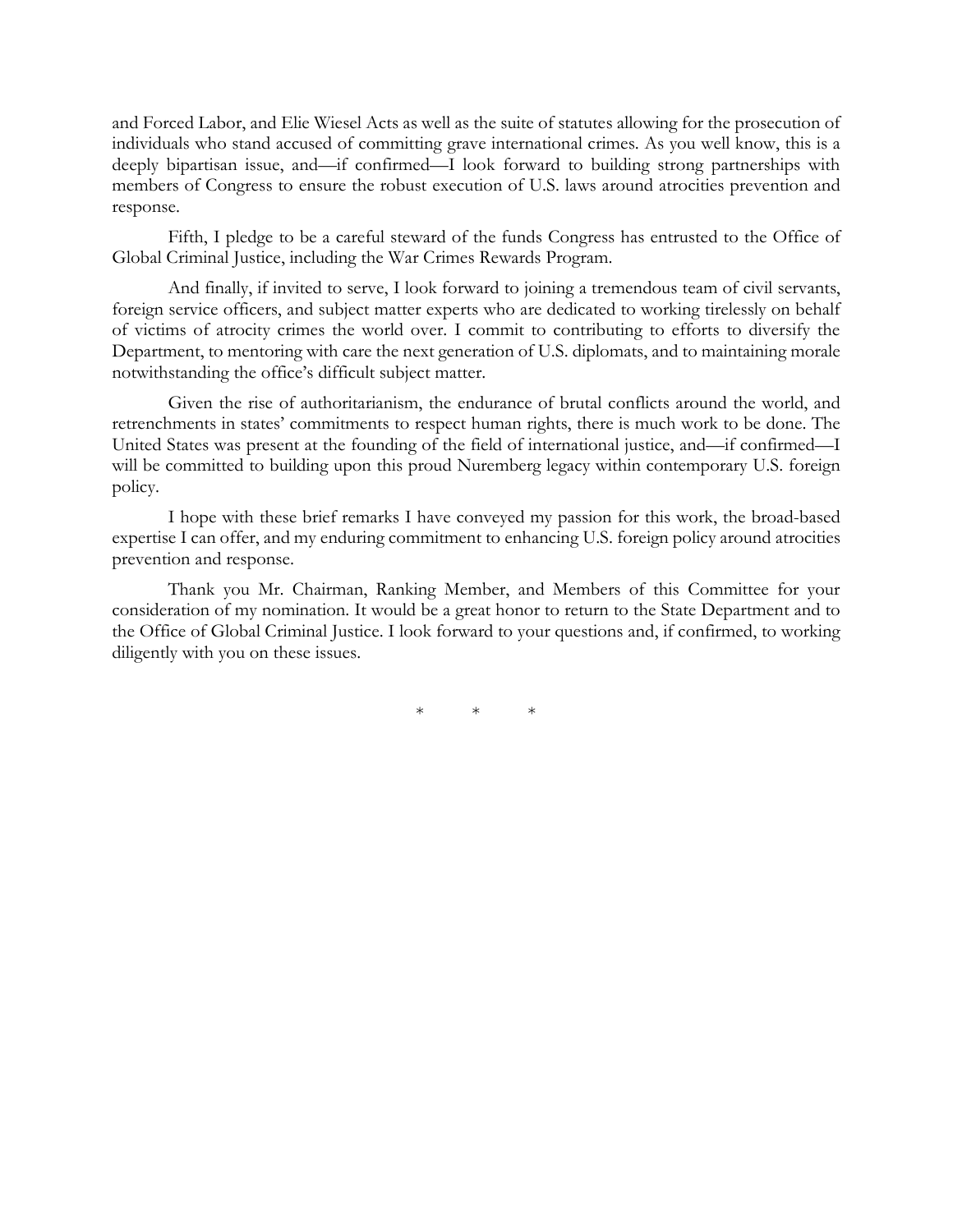and Forced Labor, and Elie Wiesel Acts as well as the suite of statutes allowing for the prosecution of individuals who stand accused of committing grave international crimes. As you well know, this is a deeply bipartisan issue, and—if confirmed—I look forward to building strong partnerships with members of Congress to ensure the robust execution of U.S. laws around atrocities prevention and response.

Fifth, I pledge to be a careful steward of the funds Congress has entrusted to the Office of Global Criminal Justice, including the War Crimes Rewards Program.

And finally, if invited to serve, I look forward to joining a tremendous team of civil servants, foreign service officers, and subject matter experts who are dedicated to working tirelessly on behalf of victims of atrocity crimes the world over. I commit to contributing to efforts to diversify the Department, to mentoring with care the next generation of U.S. diplomats, and to maintaining morale notwithstanding the office's difficult subject matter.

Given the rise of authoritarianism, the endurance of brutal conflicts around the world, and retrenchments in states' commitments to respect human rights, there is much work to be done. The United States was present at the founding of the field of international justice, and—if confirmed—I will be committed to building upon this proud Nuremberg legacy within contemporary U.S. foreign policy.

I hope with these brief remarks I have conveyed my passion for this work, the broad-based expertise I can offer, and my enduring commitment to enhancing U.S. foreign policy around atrocities prevention and response.

Thank you Mr. Chairman, Ranking Member, and Members of this Committee for your consideration of my nomination. It would be a great honor to return to the State Department and to the Office of Global Criminal Justice. I look forward to your questions and, if confirmed, to working diligently with you on these issues.

\* \* \*